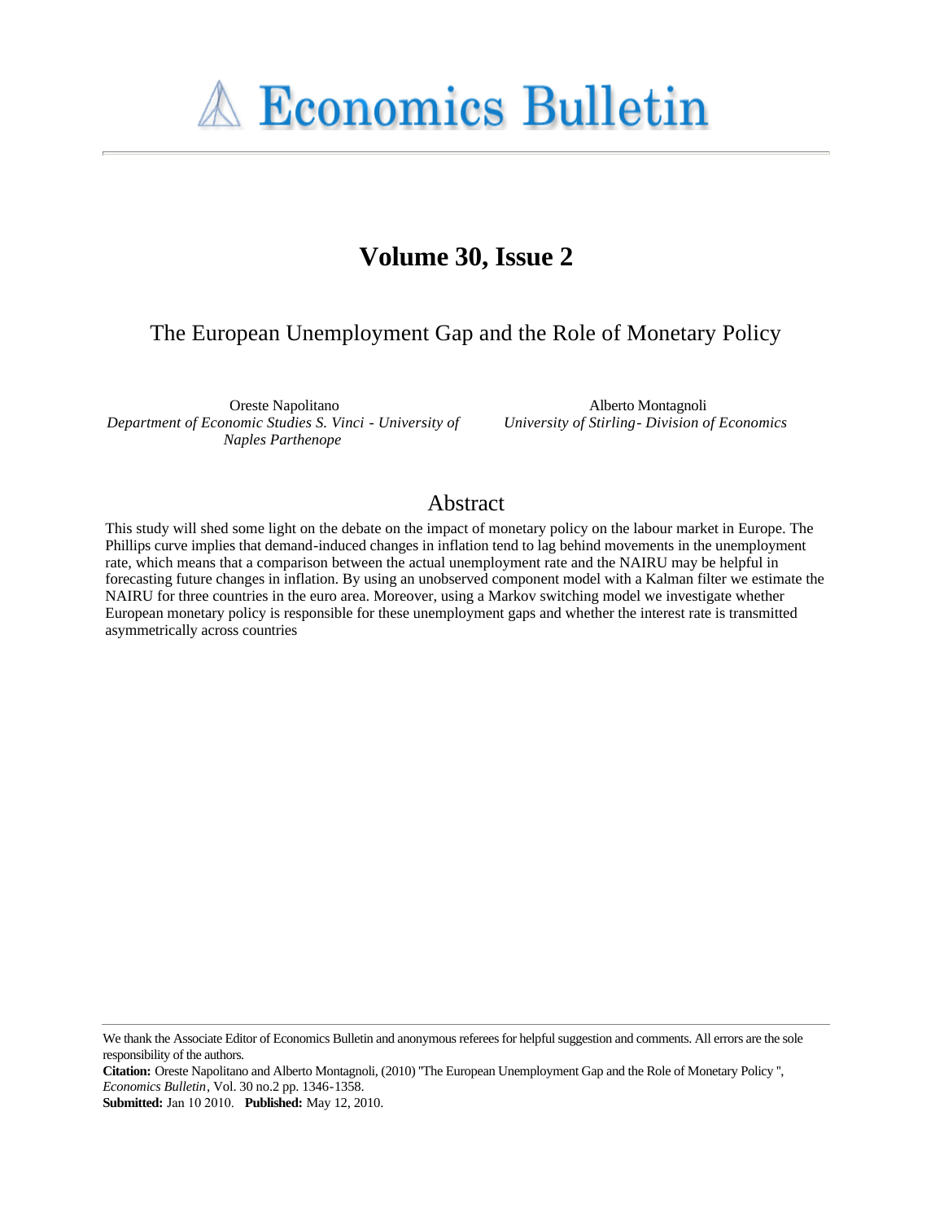# Economics Bulletin

## Volume 30, Issue 2

### The European Unemployment Gap and the Role of Monetary Policy

Oreste Napolitano
*Department of Economic Studies S. Vinci - University of Naples Parthenope*

Alberto Montagnoli
*University of Stirling- Division of Economics*

## Abstract

This study will shed some light on the debate on the impact of monetary policy on the labour market in Europe. The Phillips curve implies that demand-induced changes in inflation tend to lag behind movements in the unemployment rate, which means that a comparison between the actual unemployment rate and the NAIRU may be helpful in forecasting future changes in inflation. By using an unobserved component model with a Kalman filter we estimate the NAIRU for three countries in the euro area. Moreover, using a Markov switching model we investigate whether European monetary policy is responsible for these unemployment gaps and whether the interest rate is transmitted asymmetrically across countries

---

We thank the Associate Editor of Economics Bulletin and anonymous referees for helpful suggestion and comments. All errors are the sole responsibility of the authors.

**Citation:** Oreste Napolitano and Alberto Montagnoli, (2010) ''The European Unemployment Gap and the Role of Monetary Policy '', *Economics Bulletin*, Vol. 30 no.2 pp. 1346-1358.

**Submitted:** Jan 10 2010. **Published:** May 12, 2010.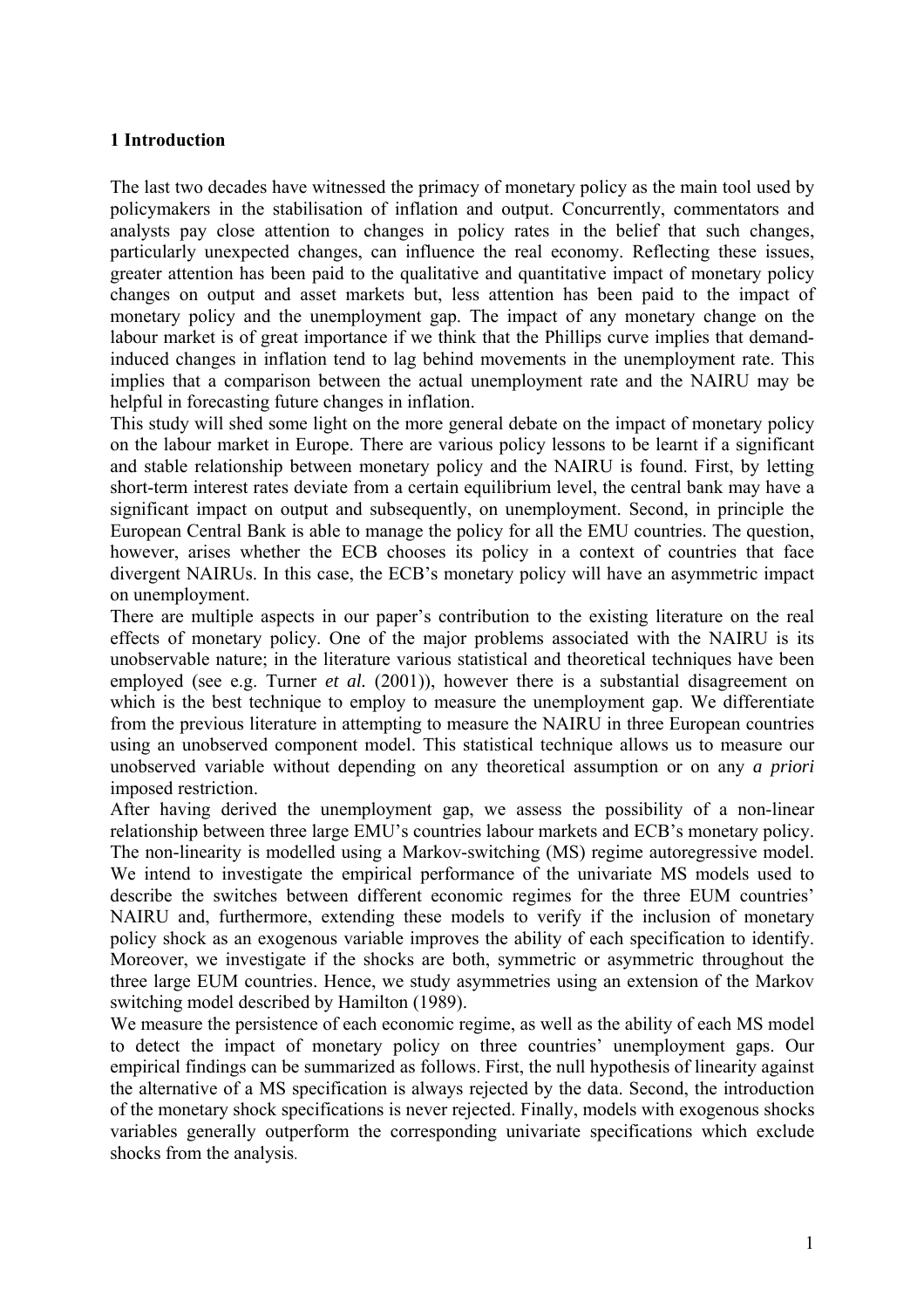# 1 Introduction

The last two decades have witnessed the primacy of monetary policy as the main tool used by policymakers in the stabilisation of inflation and output. Concurrently, commentators and analysts pay close attention to changes in policy rates in the belief that such changes, particularly unexpected changes, can influence the real economy. Reflecting these issues, greater attention has been paid to the qualitative and quantitative impact of monetary policy changes on output and asset markets but, less attention has been paid to the impact of monetary policy and the unemployment gap. The impact of any monetary change on the labour market is of great importance if we think that the Phillips curve implies that demand-induced changes in inflation tend to lag behind movements in the unemployment rate. This implies that a comparison between the actual unemployment rate and the NAIRU may be helpful in forecasting future changes in inflation.

This study will shed some light on the more general debate on the impact of monetary policy on the labour market in Europe. There are various policy lessons to be learnt if a significant and stable relationship between monetary policy and the NAIRU is found. First, by letting short-term interest rates deviate from a certain equilibrium level, the central bank may have a significant impact on output and subsequently, on unemployment. Second, in principle the European Central Bank is able to manage the policy for all the EMU countries. The question, however, arises whether the ECB chooses its policy in a context of countries that face divergent NAIRUs. In this case, the ECB's monetary policy will have an asymmetric impact on unemployment.

There are multiple aspects in our paper's contribution to the existing literature on the real effects of monetary policy. One of the major problems associated with the NAIRU is its unobservable nature; in the literature various statistical and theoretical techniques have been employed (see e.g. Turner *et al.* (2001)), however there is a substantial disagreement on which is the best technique to employ to measure the unemployment gap. We differentiate from the previous literature in attempting to measure the NAIRU in three European countries using an unobserved component model. This statistical technique allows us to measure our unobserved variable without depending on any theoretical assumption or on any *a priori* imposed restriction.

After having derived the unemployment gap, we assess the possibility of a non-linear relationship between three large EMU's countries labour markets and ECB's monetary policy. The non-linearity is modelled using a Markov-switching (MS) regime autoregressive model. We intend to investigate the empirical performance of the univariate MS models used to describe the switches between different economic regimes for the three EUM countries' NAIRU and, furthermore, extending these models to verify if the inclusion of monetary policy shock as an exogenous variable improves the ability of each specification to identify. Moreover, we investigate if the shocks are both, symmetric or asymmetric throughout the three large EUM countries. Hence, we study asymmetries using an extension of the Markov switching model described by Hamilton (1989).

We measure the persistence of each economic regime, as well as the ability of each MS model to detect the impact of monetary policy on three countries' unemployment gaps. Our empirical findings can be summarized as follows. First, the null hypothesis of linearity against the alternative of a MS specification is always rejected by the data. Second, the introduction of the monetary shock specifications is never rejected. Finally, models with exogenous shocks variables generally outperform the corresponding univariate specifications which exclude shocks from the analysis.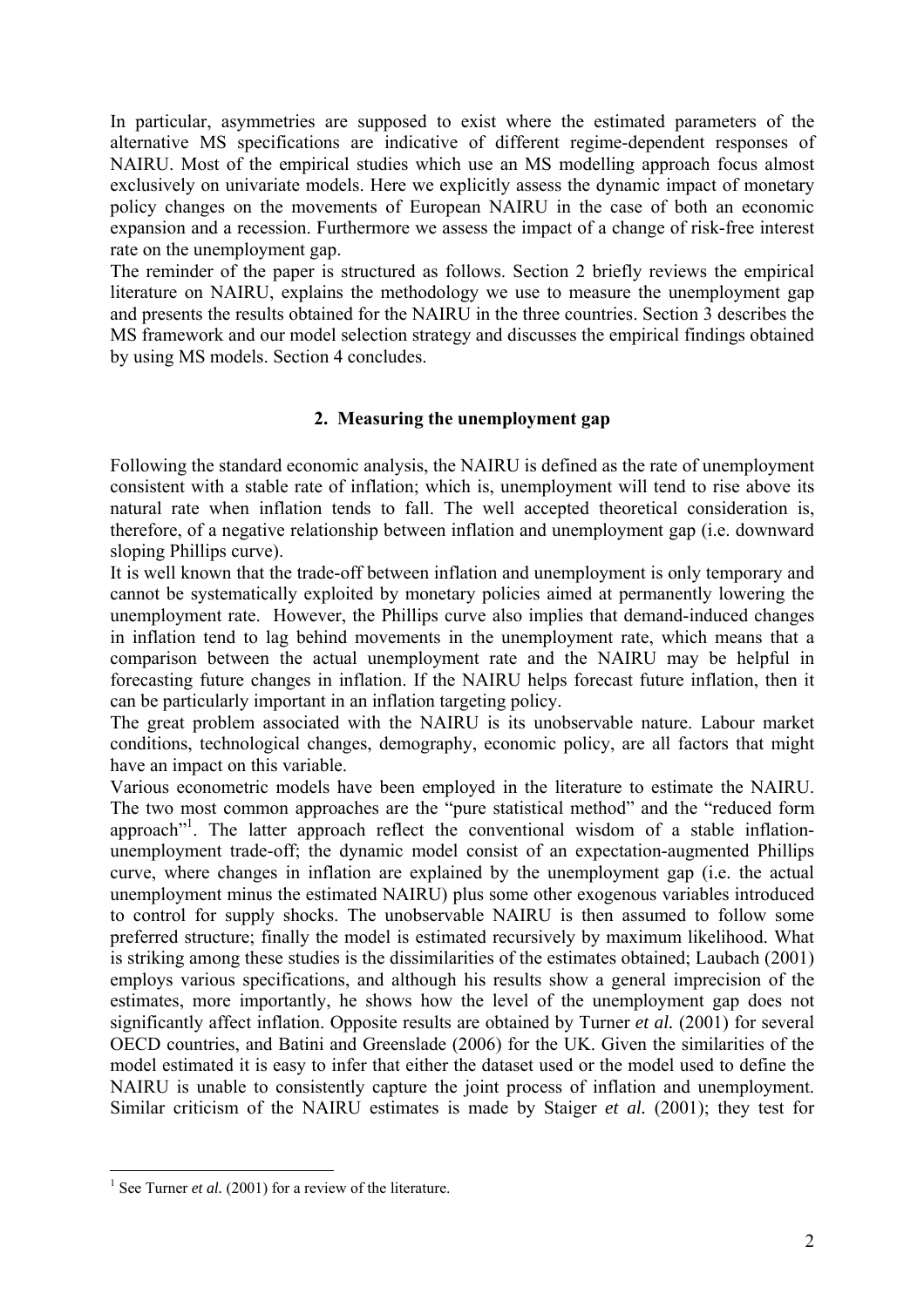In particular, asymmetries are supposed to exist where the estimated parameters of the alternative MS specifications are indicative of different regime-dependent responses of NAIRU. Most of the empirical studies which use an MS modelling approach focus almost exclusively on univariate models. Here we explicitly assess the dynamic impact of monetary policy changes on the movements of European NAIRU in the case of both an economic expansion and a recession. Furthermore we assess the impact of a change of risk-free interest rate on the unemployment gap.

The reminder of the paper is structured as follows. Section 2 briefly reviews the empirical literature on NAIRU, explains the methodology we use to measure the unemployment gap and presents the results obtained for the NAIRU in the three countries. Section 3 describes the MS framework and our model selection strategy and discusses the empirical findings obtained by using MS models. Section 4 concludes.

## 2. Measuring the unemployment gap

Following the standard economic analysis, the NAIRU is defined as the rate of unemployment consistent with a stable rate of inflation; which is, unemployment will tend to rise above its natural rate when inflation tends to fall. The well accepted theoretical consideration is, therefore, of a negative relationship between inflation and unemployment gap (i.e. downward sloping Phillips curve).

It is well known that the trade-off between inflation and unemployment is only temporary and cannot be systematically exploited by monetary policies aimed at permanently lowering the unemployment rate. However, the Phillips curve also implies that demand-induced changes in inflation tend to lag behind movements in the unemployment rate, which means that a comparison between the actual unemployment rate and the NAIRU may be helpful in forecasting future changes in inflation. If the NAIRU helps forecast future inflation, then it can be particularly important in an inflation targeting policy.

The great problem associated with the NAIRU is its unobservable nature. Labour market conditions, technological changes, demography, economic policy, are all factors that might have an impact on this variable.

Various econometric models have been employed in the literature to estimate the NAIRU. The two most common approaches are the "pure statistical method" and the "reduced form approach"[1]. The latter approach reflect the conventional wisdom of a stable inflation-unemployment trade-off; the dynamic model consist of an expectation-augmented Phillips curve, where changes in inflation are explained by the unemployment gap (i.e. the actual unemployment minus the estimated NAIRU) plus some other exogenous variables introduced to control for supply shocks. The unobservable NAIRU is then assumed to follow some preferred structure; finally the model is estimated recursively by maximum likelihood. What is striking among these studies is the dissimilarities of the estimates obtained; Laubach (2001) employs various specifications, and although his results show a general imprecision of the estimates, more importantly, he shows how the level of the unemployment gap does not significantly affect inflation. Opposite results are obtained by Turner *et al.* (2001) for several OECD countries, and Batini and Greenslade (2006) for the UK. Given the similarities of the model estimated it is easy to infer that either the dataset used or the model used to define the NAIRU is unable to consistently capture the joint process of inflation and unemployment. Similar criticism of the NAIRU estimates is made by Staiger *et al.* (2001); they test for

[1] See Turner *et al.* (2001) for a review of the literature.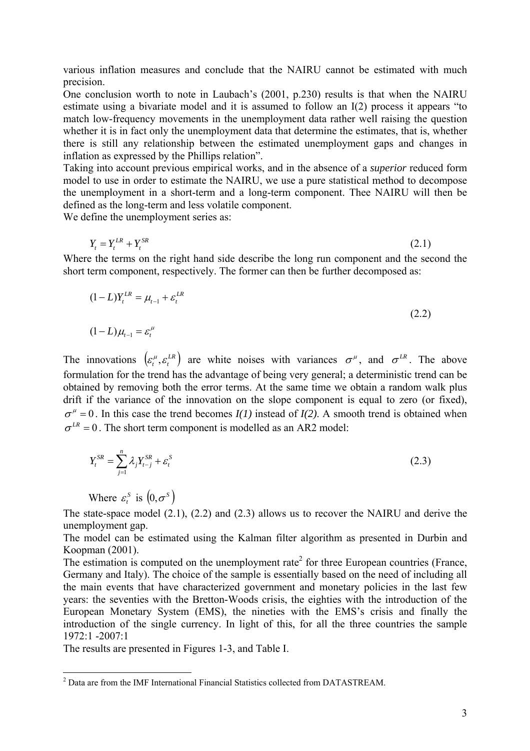various inflation measures and conclude that the NAIRU cannot be estimated with much precision.

One conclusion worth to note in Laubach's (2001, p.230) results is that when the NAIRU estimate using a bivariate model and it is assumed to follow an I(2) process it appears "to match low-frequency movements in the unemployment data rather well raising the question whether it is in fact only the unemployment data that determine the estimates, that is, whether there is still any relationship between the estimated unemployment gaps and changes in inflation as expressed by the Phillips relation".

Taking into account previous empirical works, and in the absence of a *superior* reduced form model to use in order to estimate the NAIRU, we use a pure statistical method to decompose the unemployment in a short-term and a long-term component. Thee NAIRU will then be defined as the long-term and less volatile component.

We define the unemployment series as:

$$Y_t = Y_t^{LR} + Y_t^{SR} \tag{2.1}$$

Where the terms on the right hand side describe the long run component and the second the short term component, respectively. The former can then be further decomposed as:

$$\begin{aligned} (1-L)Y_t^{LR} &= \mu_{t-1} + \varepsilon_t^{LR} \\ (1-L)\mu_{t-1} &= \varepsilon_t^{\mu} \end{aligned} \tag{2.2}$$

The innovations $\left(\varepsilon_t^{\mu}, \varepsilon_t^{LR}\right)$ are white noises with variances $\sigma^{\mu}$, and $\sigma^{LR}$. The above formulation for the trend has the advantage of being very general; a deterministic trend can be obtained by removing both the error terms. At the same time we obtain a random walk plus drift if the variance of the innovation on the slope component is equal to zero (or fixed), $\sigma^{\mu} = 0$. In this case the trend becomes *I(1)* instead of *I(2)*. A smooth trend is obtained when $\sigma^{LR} = 0$. The short term component is modelled as an AR2 model:

$$Y_t^{SR} = \sum_{j=1}^{n} \lambda_j Y_{t-j}^{SR} + \varepsilon_t^{S} \tag{2.3}$$

Where $\varepsilon_t^S$ is $\left(0, \sigma^S\right)$

The state-space model (2.1), (2.2) and (2.3) allows us to recover the NAIRU and derive the unemployment gap.

The model can be estimated using the Kalman filter algorithm as presented in Durbin and Koopman (2001).

The estimation is computed on the unemployment rate[2] for three European countries (France, Germany and Italy). The choice of the sample is essentially based on the need of including all the main events that have characterized government and monetary policies in the last few years: the seventies with the Bretton-Woods crisis, the eighties with the introduction of the European Monetary System (EMS), the nineties with the EMS's crisis and finally the introduction of the single currency. In light of this, for all the three countries the sample 1972:1 -2007:1

The results are presented in Figures 1-3, and Table I.

[2] Data are from the IMF International Financial Statistics collected from DATASTREAM.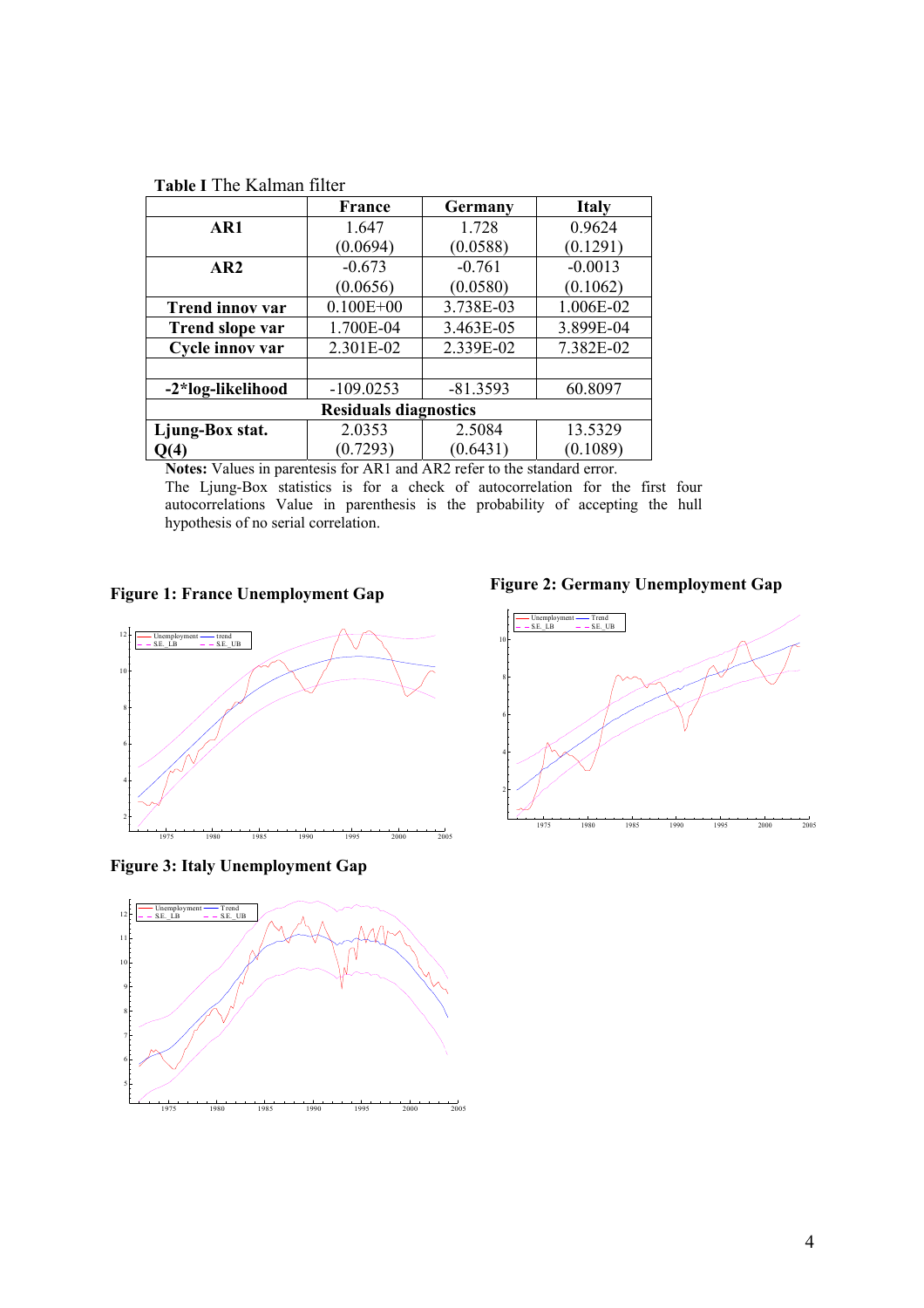**Table I** The Kalman filter

| | France | Germany | Italy |
|---|---|---|---|
| **AR1** | 1.647<br>(0.0694) | 1.728<br>(0.0588) | 0.9624<br>(0.1291) |
| **AR2** | -0.673<br>(0.0656) | -0.761<br>(0.0580) | -0.0013<br>(0.1062) |
| **Trend innov var** | 0.100E+00 | 3.738E-03 | 1.006E-02 |
| **Trend slope var** | 1.700E-04 | 3.463E-05 | 3.899E-04 |
| **Cycle innov var** | 2.301E-02 | 2.339E-02 | 7.382E-02 |
| | | | |
| **-2*log-likelihood** | -109.0253 | -81.3593 | 60.8097 |
| **Residuals diagnostics** | | | |
| **Ljung-Box stat. Q(4)** | 2.0353<br>(0.7293) | 2.5084<br>(0.6431) | 13.5329<br>(0.1089) |

**Notes:** Values in parentesis for AR1 and AR2 refer to the standard error.
The Ljung-Box statistics is for a check of autocorrelation for the first four autocorrelations Value in parenthesis is the probability of accepting the hull hypothesis of no serial correlation.

**Figure 1: France Unemployment Gap**

**Figure 2: Germany Unemployment Gap**

**Figure 3: Italy Unemployment Gap**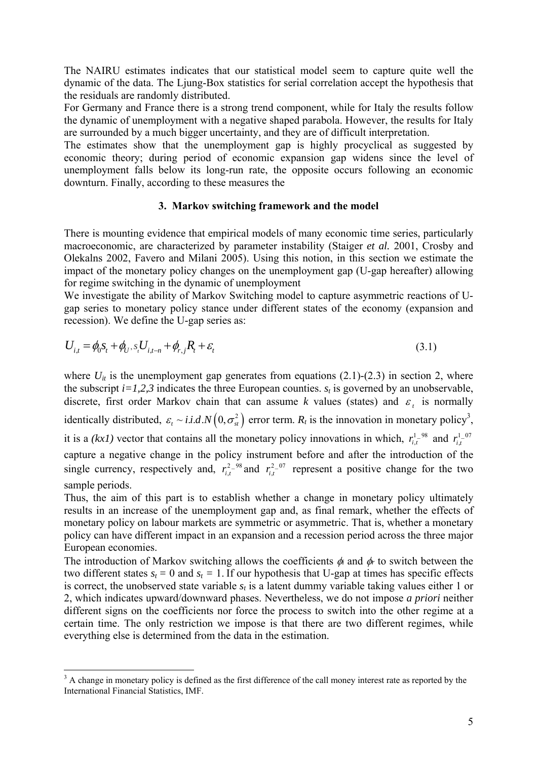The NAIRU estimates indicates that our statistical model seem to capture quite well the dynamic of the data. The Ljung-Box statistics for serial correlation accept the hypothesis that the residuals are randomly distributed.

For Germany and France there is a strong trend component, while for Italy the results follow the dynamic of unemployment with a negative shaped parabola. However, the results for Italy are surrounded by a much bigger uncertainty, and they are of difficult interpretation.

The estimates show that the unemployment gap is highly procyclical as suggested by economic theory; during period of economic expansion gap widens since the level of unemployment falls below its long-run rate, the opposite occurs following an economic downturn. Finally, according to these measures the

### 3. Markov switching framework and the model

There is mounting evidence that empirical models of many economic time series, particularly macroeconomic, are characterized by parameter instability (Staiger *et al.* 2001, Crosby and Olekalns 2002, Favero and Milani 2005). Using this notion, in this section we estimate the impact of the monetary policy changes on the unemployment gap (U-gap hereafter) allowing for regime switching in the dynamic of unemployment

We investigate the ability of Markov Switching model to capture asymmetric reactions of U-gap series to monetary policy stance under different states of the economy (expansion and recession). We define the U-gap series as:

$$U_{i,t} = \phi_0 s_t + \phi_{U,s_t} U_{i,t-n} + \phi_{r,j} R_t + \varepsilon_t \tag{3.1}$$

where $U_{it}$ is the unemployment gap generates from equations (2.1)-(2.3) in section 2, where the subscript $i=1,2,3$ indicates the three European counties. $s_t$ is governed by an unobservable, discrete, first order Markov chain that can assume $k$ values (states) and $\varepsilon_t$ is normally identically distributed, $\varepsilon_t \sim i.i.d.N\left(0, \sigma_{st}^2\right)$ error term. $R_t$ is the innovation in monetary policy[3], it is a *(kx1)* vector that contains all the monetary policy innovations in which, $r_{i,t}^{1\_98}$ and $r_{i,t}^{1\_07}$ capture a negative change in the policy instrument before and after the introduction of the single currency, respectively and, $r_{i,t}^{2\_98}$ and $r_{i,t}^{2\_07}$ represent a positive change for the two sample periods.

Thus, the aim of this part is to establish whether a change in monetary policy ultimately results in an increase of the unemployment gap and, as final remark, whether the effects of monetary policy on labour markets are symmetric or asymmetric. That is, whether a monetary policy can have different impact in an expansion and a recession period across the three major European economies.

The introduction of Markov switching allows the coefficients $\phi_i$ and $\phi_r$ to switch between the two different states $s_t = 0$ and $s_t = 1$. If our hypothesis that U-gap at times has specific effects is correct, the unobserved state variable $s_t$ is a latent dummy variable taking values either 1 or 2, which indicates upward/downward phases. Nevertheless, we do not impose *a priori* neither different signs on the coefficients nor force the process to switch into the other regime at a certain time. The only restriction we impose is that there are two different regimes, while everything else is determined from the data in the estimation.

---

[3] A change in monetary policy is defined as the first difference of the call money interest rate as reported by the International Financial Statistics, IMF.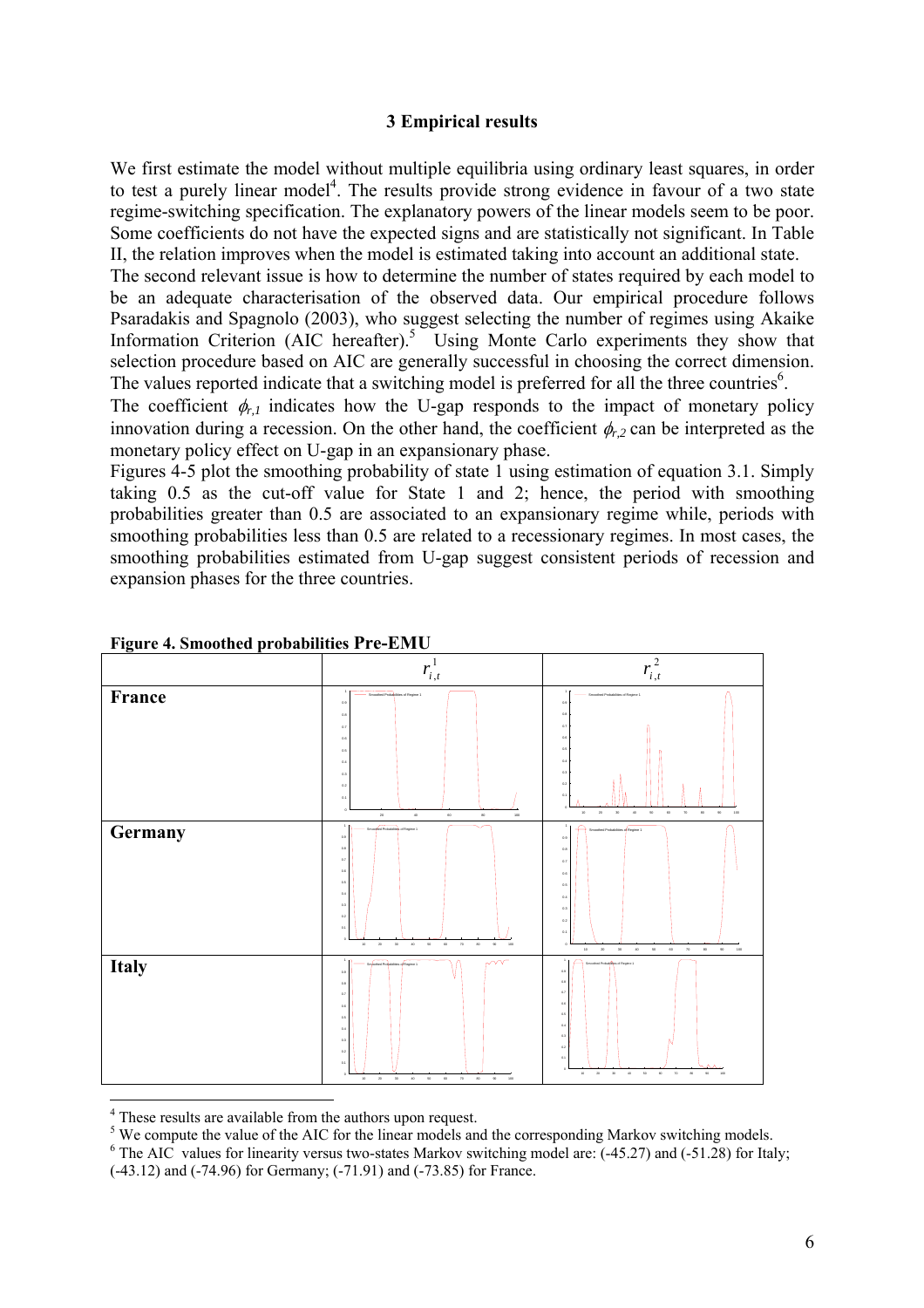## 3 Empirical results

We first estimate the model without multiple equilibria using ordinary least squares, in order to test a purely linear model[4]. The results provide strong evidence in favour of a two state regime-switching specification. The explanatory powers of the linear models seem to be poor. Some coefficients do not have the expected signs and are statistically not significant. In Table II, the relation improves when the model is estimated taking into account an additional state.

The second relevant issue is how to determine the number of states required by each model to be an adequate characterisation of the observed data. Our empirical procedure follows Psaradakis and Spagnolo (2003), who suggest selecting the number of regimes using Akaike Information Criterion (AIC hereafter).[5] Using Monte Carlo experiments they show that selection procedure based on AIC are generally successful in choosing the correct dimension. The values reported indicate that a switching model is preferred for all the three countries[6].

The coefficient $\phi_{r,1}$ indicates how the U-gap responds to the impact of monetary policy innovation during a recession. On the other hand, the coefficient $\phi_{r,2}$ can be interpreted as the monetary policy effect on U-gap in an expansionary phase.

Figures 4-5 plot the smoothing probability of state 1 using estimation of equation 3.1. Simply taking 0.5 as the cut-off value for State 1 and 2; hence, the period with smoothing probabilities greater than 0.5 are associated to an expansionary regime while, periods with smoothing probabilities less than 0.5 are related to a recessionary regimes. In most cases, the smoothing probabilities estimated from U-gap suggest consistent periods of recession and expansion phases for the three countries.

**Figure 4. Smoothed probabilities Pre-EMU**

| | $r^1_{i,t}$ | $r^2_{i,t}$ |
|---|---|---|
| **France** | | |
| **Germany** | | |
| **Italy** | | |

---

[4] These results are available from the authors upon request.

[5] We compute the value of the AIC for the linear models and the corresponding Markov switching models.

[6] The AIC values for linearity versus two-states Markov switching model are: (-45.27) and (-51.28) for Italy; (-43.12) and (-74.96) for Germany; (-71.91) and (-73.85) for France.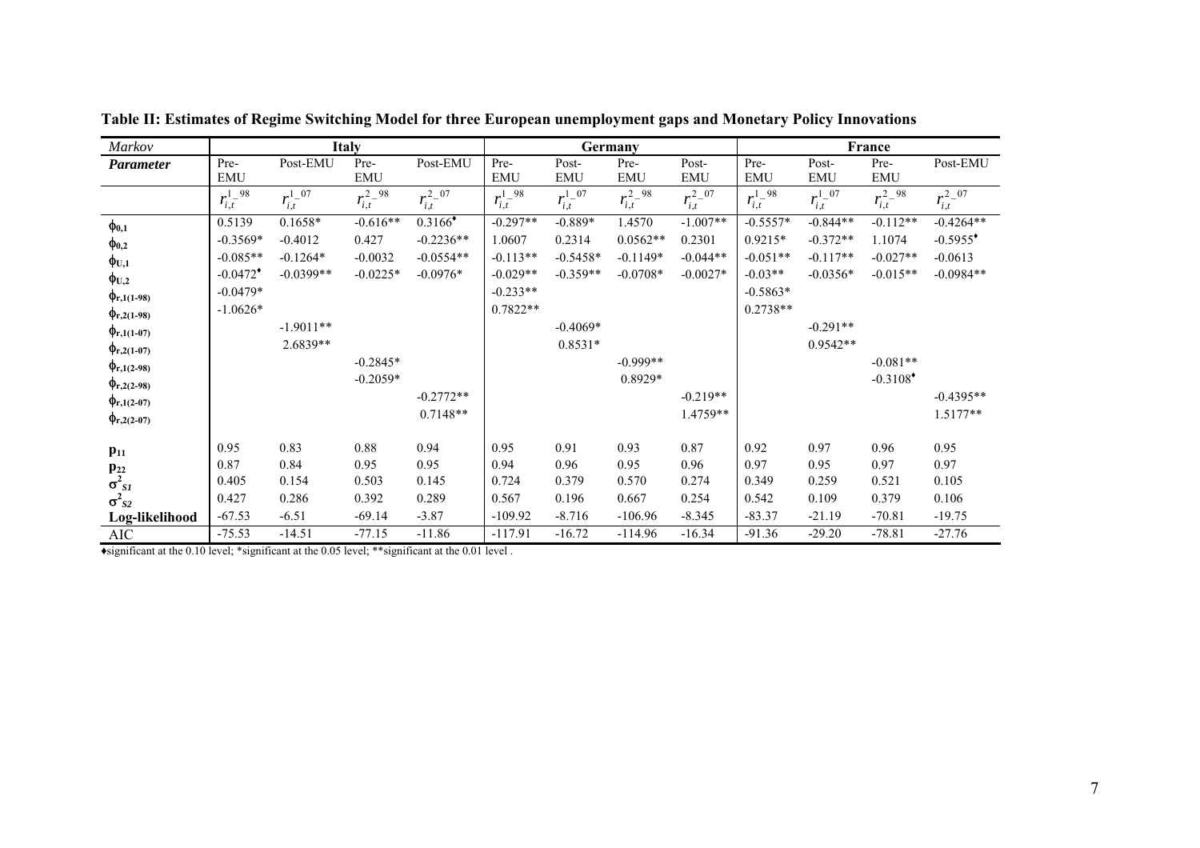**Table II: Estimates of Regime Switching Model for three European unemployment gaps and Monetary Policy Innovations**

| *Markov* | Italy | | | | Germany | | | | France | | | |
|---|---|---|---|---|---|---|---|---|---|---|---|---|
| ***Parameter*** | Pre-EMU | Post-EMU | Pre-EMU | Post-EMU | Pre-EMU | Post-EMU | Pre-EMU | Post-EMU | Pre-EMU | Post-EMU | Pre-EMU | Post-EMU |
| | $r_{i,t}^{1\_98}$ | $r_{i,t}^{1\_07}$ | $r_{i,t}^{2\_98}$ | $r_{i,t}^{2\_07}$ | $r_{i,t}^{1\_98}$ | $r_{i,t}^{1\_07}$ | $r_{i,t}^{2\_98}$ | $r_{i,t}^{2\_07}$ | $r_{i,t}^{1\_98}$ | $r_{i,t}^{1\_07}$ | $r_{i,t}^{2\_98}$ | $r_{i,t}^{2\_07}$ |
| $\phi_{0,1}$ | 0.5139 | 0.1658* | -0.616** | 0.3166♦ | -0.297** | -0.889* | 1.4570 | -1.007** | -0.5557* | -0.844** | -0.112** | -0.4264** |
| $\phi_{0,2}$ | -0.3569* | -0.4012 | 0.427 | -0.2236** | 1.0607 | 0.2314 | 0.0562** | 0.2301 | 0.9215* | -0.372** | 1.1074 | -0.5955♦ |
| $\phi_{U,1}$ | -0.085** | -0.1264* | -0.0032 | -0.0554** | -0.113** | -0.5458* | -0.1149* | -0.044** | -0.051** | -0.117** | -0.027** | -0.0613 |
| $\phi_{U,2}$ | -0.0472♦ | -0.0399** | -0.0225* | -0.0976* | -0.029** | -0.359** | -0.0708* | -0.0027* | -0.03** | -0.0356* | -0.015** | -0.0984** |
| $\phi_{r,1(1-98)}$ | -0.0479* | | | | -0.233** | | | | -0.5863* | | | |
| $\phi_{r,2(1-98)}$ | -1.0626* | | | | 0.7822** | | | | 0.2738** | | | |
| $\phi_{r,1(1-07)}$ | | -1.9011** | | | | -0.4069* | | | | -0.291** | | |
| $\phi_{r,2(1-07)}$ | | 2.6839** | | | | 0.8531* | | | | 0.9542** | | |
| $\phi_{r,1(2-98)}$ | | | -0.2845* | | | | -0.999** | | | | -0.081** | |
| $\phi_{r,2(2-98)}$ | | | -0.2059* | | | | 0.8929* | | | | -0.3108♦ | |
| $\phi_{r,1(2-07)}$ | | | | -0.2772** | | | | -0.219** | | | | -0.4395** |
| $\phi_{r,2(2-07)}$ | | | | 0.7148** | | | | 1.4759** | | | | 1.5177** |
| $p_{11}$ | 0.95 | 0.83 | 0.88 | 0.94 | 0.95 | 0.91 | 0.93 | 0.87 | 0.92 | 0.97 | 0.96 | 0.95 |
| $p_{22}$ | 0.87 | 0.84 | 0.95 | 0.95 | 0.94 | 0.96 | 0.95 | 0.96 | 0.97 | 0.95 | 0.97 | 0.97 |
| $\sigma^2_{S1}$ | 0.405 | 0.154 | 0.503 | 0.145 | 0.724 | 0.379 | 0.570 | 0.274 | 0.349 | 0.259 | 0.521 | 0.105 |
| $\sigma^2_{S2}$ | 0.427 | 0.286 | 0.392 | 0.289 | 0.567 | 0.196 | 0.667 | 0.254 | 0.542 | 0.109 | 0.379 | 0.106 |
| **Log-likelihood** | -67.53 | -6.51 | -69.14 | -3.87 | -109.92 | -8.716 | -106.96 | -8.345 | -83.37 | -21.19 | -70.81 | -19.75 |
| AIC | -75.53 | -14.51 | -77.15 | -11.86 | -117.91 | -16.72 | -114.96 | -16.34 | -91.36 | -29.20 | -78.81 | -27.76 |

♦significant at the 0.10 level; *significant at the 0.05 level; **significant at the 0.01 level .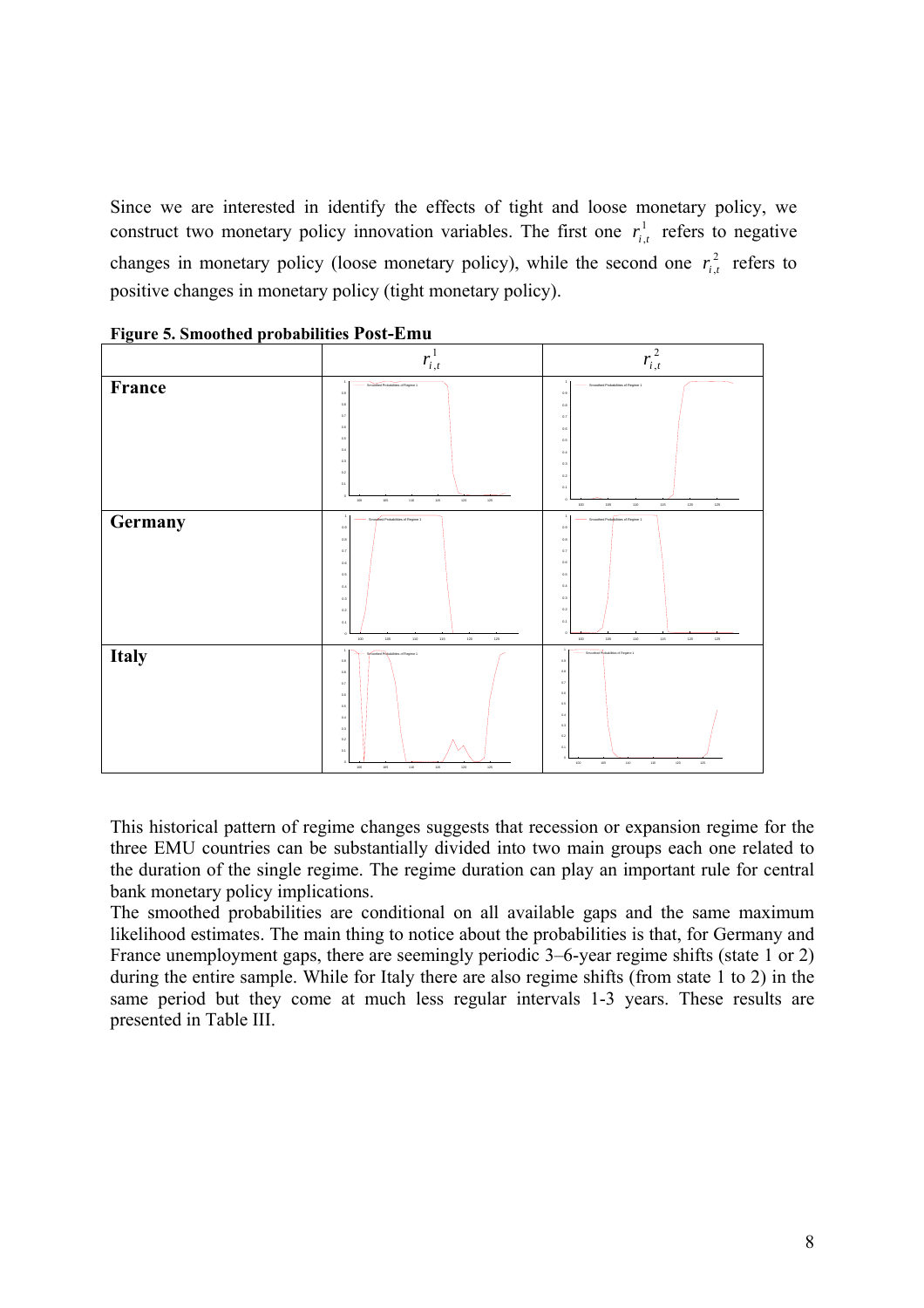Since we are interested in identify the effects of tight and loose monetary policy, we construct two monetary policy innovation variables. The first one $r_{i,t}^{1}$ refers to negative changes in monetary policy (loose monetary policy), while the second one $r_{i,t}^{2}$ refers to positive changes in monetary policy (tight monetary policy).

**Figure 5. Smoothed probabilities Post-Emu**

| | $r_{i,t}^{1}$ | $r_{i,t}^{2}$ |
|---|---|---|
| **France** | | |
| **Germany** | | |
| **Italy** | | |

This historical pattern of regime changes suggests that recession or expansion regime for the three EMU countries can be substantially divided into two main groups each one related to the duration of the single regime. The regime duration can play an important rule for central bank monetary policy implications.

The smoothed probabilities are conditional on all available gaps and the same maximum likelihood estimates. The main thing to notice about the probabilities is that, for Germany and France unemployment gaps, there are seemingly periodic 3–6-year regime shifts (state 1 or 2) during the entire sample. While for Italy there are also regime shifts (from state 1 to 2) in the same period but they come at much less regular intervals 1-3 years. These results are presented in Table III.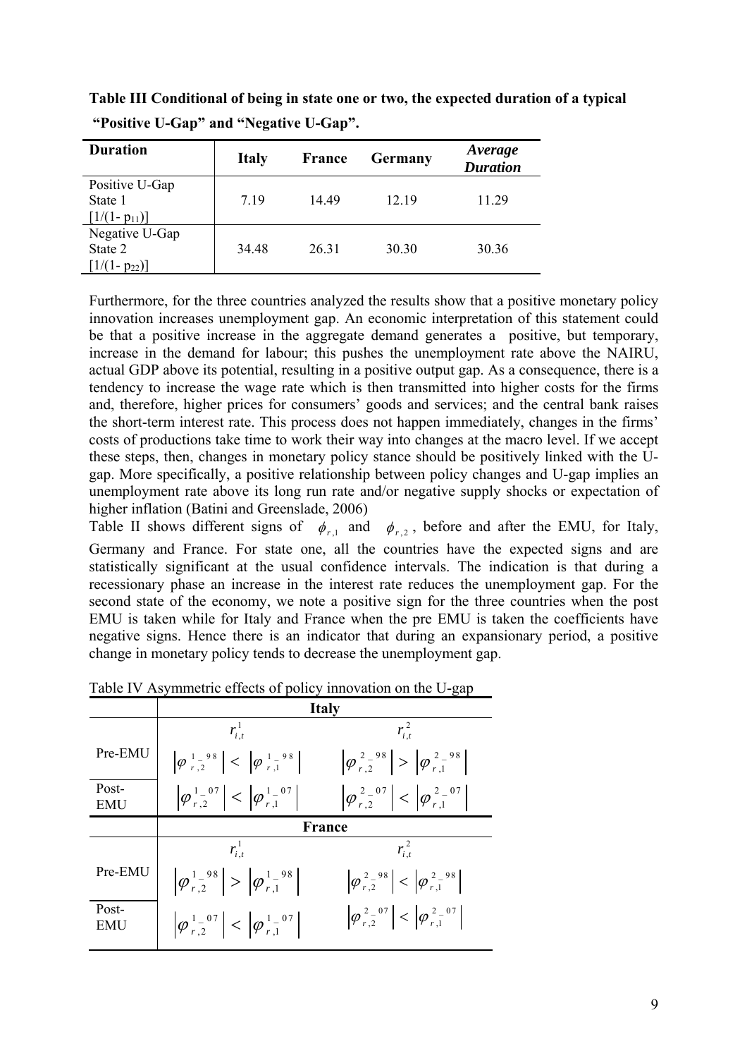**Table III Conditional of being in state one or two, the expected duration of a typical "Positive U-Gap" and "Negative U-Gap".**

| Duration | Italy | France | Germany | *Average Duration* |
|---|---|---|---|---|
| Positive U-Gap State 1 $[1/(1- p_{11})]$ | 7.19 | 14.49 | 12.19 | 11.29 |
| Negative U-Gap State 2 $[1/(1- p_{22})]$ | 34.48 | 26.31 | 30.30 | 30.36 |

Furthermore, for the three countries analyzed the results show that a positive monetary policy innovation increases unemployment gap. An economic interpretation of this statement could be that a positive increase in the aggregate demand generates a positive, but temporary, increase in the demand for labour; this pushes the unemployment rate above the NAIRU, actual GDP above its potential, resulting in a positive output gap. As a consequence, there is a tendency to increase the wage rate which is then transmitted into higher costs for the firms and, therefore, higher prices for consumers' goods and services; and the central bank raises the short-term interest rate. This process does not happen immediately, changes in the firms' costs of productions take time to work their way into changes at the macro level. If we accept these steps, then, changes in monetary policy stance should be positively linked with the U-gap. More specifically, a positive relationship between policy changes and U-gap implies an unemployment rate above its long run rate and/or negative supply shocks or expectation of higher inflation (Batini and Greenslade, 2006)

Table II shows different signs of $\phi_{r,1}$ and $\phi_{r,2}$, before and after the EMU, for Italy, Germany and France. For state one, all the countries have the expected signs and are statistically significant at the usual confidence intervals. The indication is that during a recessionary phase an increase in the interest rate reduces the unemployment gap. For the second state of the economy, we note a positive sign for the three countries when the post EMU is taken while for Italy and France when the pre EMU is taken the coefficients have negative signs. Hence there is an indicator that during an expansionary period, a positive change in monetary policy tends to decrease the unemployment gap.

Table IV Asymmetric effects of policy innovation on the U-gap

| | **Italy** | |
|---|---|---|
| | $r_{i,t}^{1}$ | $r_{i,t}^{2}$ |
| Pre-EMU | $\left\lvert \varphi_{r,2}^{1\_98} \right\rvert < \left\lvert \varphi_{r,1}^{1\_98} \right\rvert$ | $\left\lvert \varphi_{r,2}^{2\_98} \right\rvert > \left\lvert \varphi_{r,1}^{2\_98} \right\rvert$ |
| Post-EMU | $\left\lvert \varphi_{r,2}^{1\_07} \right\rvert < \left\lvert \varphi_{r,1}^{1\_07} \right\rvert$ | $\left\lvert \varphi_{r,2}^{2\_07} \right\rvert < \left\lvert \varphi_{r,1}^{2\_07} \right\rvert$ |
| | **France** | |
| | $r_{i,t}^{1}$ | $r_{i,t}^{2}$ |
| Pre-EMU | $\left\lvert \varphi_{r,2}^{1\_98} \right\rvert > \left\lvert \varphi_{r,1}^{1\_98} \right\rvert$ | $\left\lvert \varphi_{r,2}^{2\_98} \right\rvert < \left\lvert \varphi_{r,1}^{2\_98} \right\rvert$ |
| Post-EMU | $\left\lvert \varphi_{r,2}^{1\_07} \right\rvert < \left\lvert \varphi_{r,1}^{1\_07} \right\rvert$ | $\left\lvert \varphi_{r,2}^{2\_07} \right\rvert < \left\lvert \varphi_{r,1}^{2\_07} \right\rvert$ |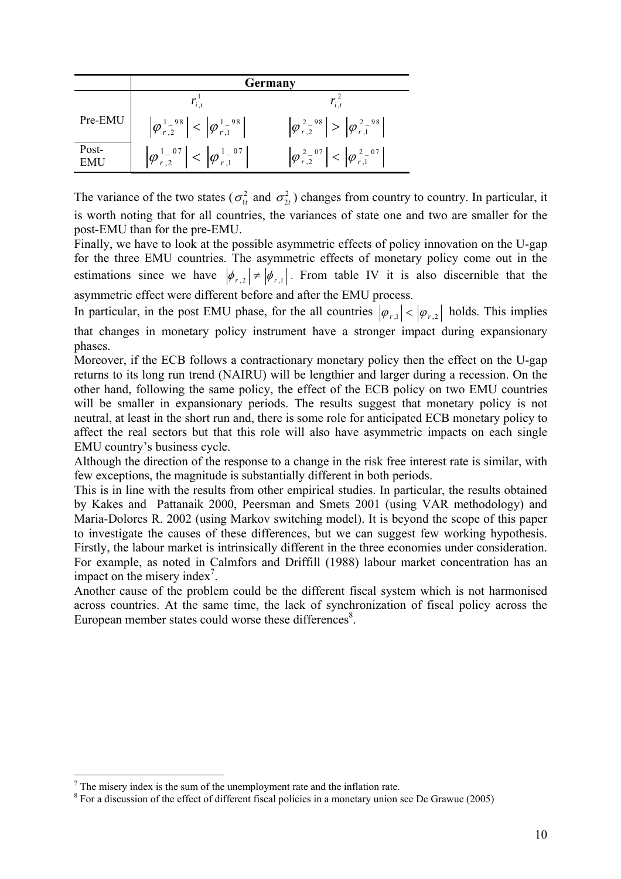| | Germany | |
|---|---|---|
| | $r^1_{i,t}$ | $r^2_{i,t}$ |
| Pre-EMU | $\left\|\varphi^{1\_98}_{r,2}\right\| < \left\|\varphi^{1\_98}_{r,1}\right\|$ | $\left\|\varphi^{2\_98}_{r,2}\right\| > \left\|\varphi^{2\_98}_{r,1}\right\|$ |
| Post-EMU | $\left\|\varphi^{1\_07}_{r,2}\right\| < \left\|\varphi^{1\_07}_{r,1}\right\|$ | $\left\|\varphi^{2\_07}_{r,2}\right\| < \left\|\varphi^{2\_07}_{r,1}\right\|$ |

The variance of the two states ($\sigma^2_{1t}$ and $\sigma^2_{2t}$) changes from country to country. In particular, it is worth noting that for all countries, the variances of state one and two are smaller for the post-EMU than for the pre-EMU.

Finally, we have to look at the possible asymmetric effects of policy innovation on the U-gap for the three EMU countries. The asymmetric effects of monetary policy come out in the estimations since we have $|\phi_{r,2}| \neq |\phi_{r,1}|$. From table IV it is also discernible that the asymmetric effect were different before and after the EMU process.

In particular, in the post EMU phase, for the all countries $|\varphi_{r,1}| < |\varphi_{r,2}|$ holds. This implies that changes in monetary policy instrument have a stronger impact during expansionary phases.

Moreover, if the ECB follows a contractionary monetary policy then the effect on the U-gap returns to its long run trend (NAIRU) will be lengthier and larger during a recession. On the other hand, following the same policy, the effect of the ECB policy on two EMU countries will be smaller in expansionary periods. The results suggest that monetary policy is not neutral, at least in the short run and, there is some role for anticipated ECB monetary policy to affect the real sectors but that this role will also have asymmetric impacts on each single EMU country's business cycle.

Although the direction of the response to a change in the risk free interest rate is similar, with few exceptions, the magnitude is substantially different in both periods.

This is in line with the results from other empirical studies. In particular, the results obtained by Kakes and Pattanaik 2000, Peersman and Smets 2001 (using VAR methodology) and Maria-Dolores R. 2002 (using Markov switching model). It is beyond the scope of this paper to investigate the causes of these differences, but we can suggest few working hypothesis. Firstly, the labour market is intrinsically different in the three economies under consideration. For example, as noted in Calmfors and Driffill (1988) labour market concentration has an impact on the misery index[7].

Another cause of the problem could be the different fiscal system which is not harmonised across countries. At the same time, the lack of synchronization of fiscal policy across the European member states could worse these differences[8].

[7] The misery index is the sum of the unemployment rate and the inflation rate.

[8] For a discussion of the effect of different fiscal policies in a monetary union see De Grawue (2005)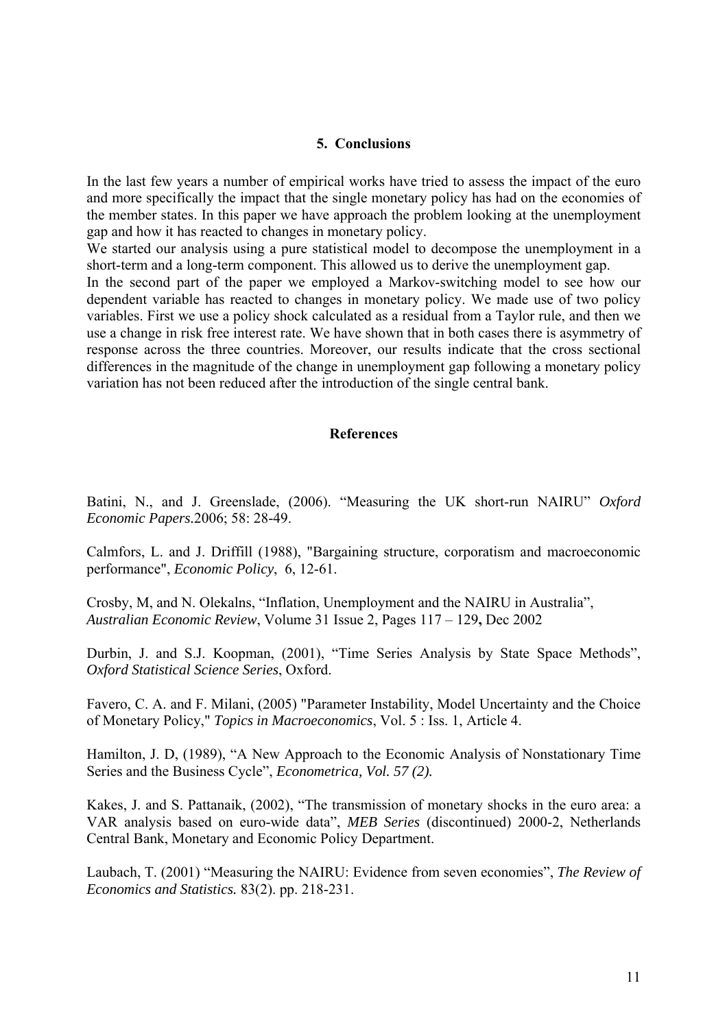## 5. Conclusions

In the last few years a number of empirical works have tried to assess the impact of the euro and more specifically the impact that the single monetary policy has had on the economies of the member states. In this paper we have approach the problem looking at the unemployment gap and how it has reacted to changes in monetary policy.
We started our analysis using a pure statistical model to decompose the unemployment in a short-term and a long-term component. This allowed us to derive the unemployment gap.
In the second part of the paper we employed a Markov-switching model to see how our dependent variable has reacted to changes in monetary policy. We made use of two policy variables. First we use a policy shock calculated as a residual from a Taylor rule, and then we use a change in risk free interest rate. We have shown that in both cases there is asymmetry of response across the three countries. Moreover, our results indicate that the cross sectional differences in the magnitude of the change in unemployment gap following a monetary policy variation has not been reduced after the introduction of the single central bank.

## References

Batini, N., and J. Greenslade, (2006). "Measuring the UK short-run NAIRU" *Oxford Economic Papers.*2006; 58: 28-49.

Calmfors, L. and J. Driffill (1988), "Bargaining structure, corporatism and macroeconomic performance", *Economic Policy*, 6, 12-61.

Crosby, M, and N. Olekalns, "Inflation, Unemployment and the NAIRU in Australia", *Australian Economic Review*, Volume 31 Issue 2, Pages 117 – 129**,** Dec 2002

Durbin, J. and S.J. Koopman, (2001), "Time Series Analysis by State Space Methods", *Oxford Statistical Science Series*, Oxford.

Favero, C. A. and F. Milani, (2005) "Parameter Instability, Model Uncertainty and the Choice of Monetary Policy," *Topics in Macroeconomics*, Vol. 5 : Iss. 1, Article 4.

Hamilton, J. D, (1989), "A New Approach to the Economic Analysis of Nonstationary Time Series and the Business Cycle", *Econometrica, Vol. 57 (2).*

Kakes, J. and S. Pattanaik, (2002), "The transmission of monetary shocks in the euro area: a VAR analysis based on euro-wide data", *MEB Series* (discontinued) 2000-2, Netherlands Central Bank, Monetary and Economic Policy Department.

Laubach, T. (2001) "Measuring the NAIRU: Evidence from seven economies", *The Review of Economics and Statistics.* 83(2). pp. 218-231.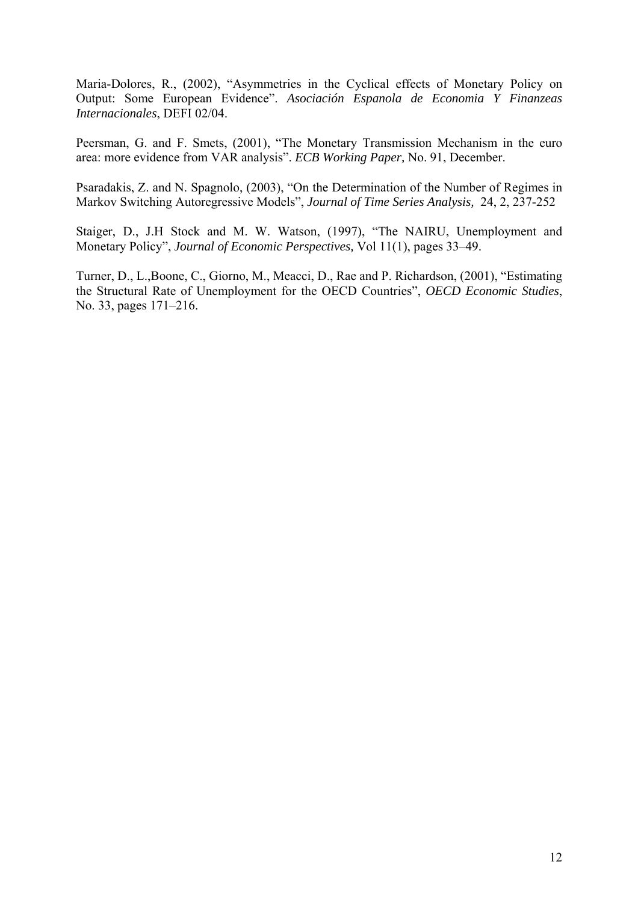Maria-Dolores, R., (2002), "Asymmetries in the Cyclical effects of Monetary Policy on Output: Some European Evidence". *Asociación Espanola de Economia Y Finanzeas Internacionales*, DEFI 02/04.

Peersman, G. and F. Smets, (2001), "The Monetary Transmission Mechanism in the euro area: more evidence from VAR analysis". *ECB Working Paper,* No. 91, December.

Psaradakis, Z. and N. Spagnolo, (2003), "On the Determination of the Number of Regimes in Markov Switching Autoregressive Models", *Journal of Time Series Analysis,* 24, 2, 237-252

Staiger, D., J.H Stock and M. W. Watson, (1997), "The NAIRU, Unemployment and Monetary Policy", *Journal of Economic Perspectives,* Vol 11(1), pages 33–49.

Turner, D., L.,Boone, C., Giorno, M., Meacci, D., Rae and P. Richardson, (2001), "Estimating the Structural Rate of Unemployment for the OECD Countries", *OECD Economic Studies*, No. 33, pages 171–216.